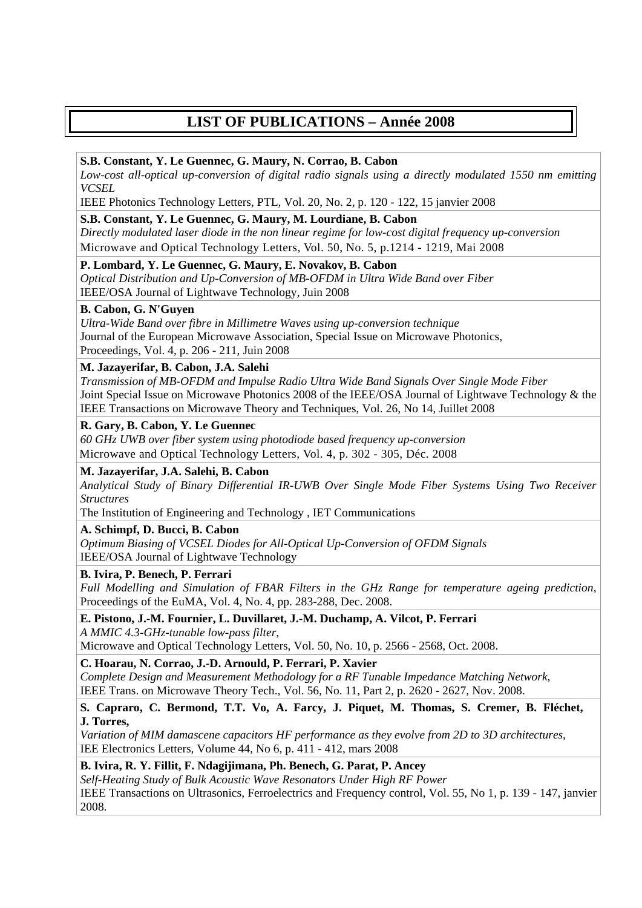# LIST OF PUBLICATIONS – Année 2008

**S.B. Constant, Y. Le Guennec, G. Maury, N. Corrao, B. Cabon**
*Low-cost all-optical up-conversion of digital radio signals using a directly modulated 1550 nm emitting VCSEL*
IEEE Photonics Technology Letters, PTL, Vol. 20, No. 2, p. 120 - 122, 15 janvier 2008

**S.B. Constant, Y. Le Guennec, G. Maury, M. Lourdiane, B. Cabon**
*Directly modulated laser diode in the non linear regime for low-cost digital frequency up-conversion*
Microwave and Optical Technology Letters, Vol. 50, No. 5, p.1214 - 1219, Mai 2008

**P. Lombard, Y. Le Guennec, G. Maury, E. Novakov, B. Cabon**
*Optical Distribution and Up-Conversion of MB-OFDM in Ultra Wide Band over Fiber*
IEEE/OSA Journal of Lightwave Technology, Juin 2008

**B. Cabon, G. N'Guyen**
*Ultra-Wide Band over fibre in Millimetre Waves using up-conversion technique*
Journal of the European Microwave Association, Special Issue on Microwave Photonics, Proceedings, Vol. 4, p. 206 - 211, Juin 2008

**M. Jazayerifar, B. Cabon, J.A. Salehi**
*Transmission of MB-OFDM and Impulse Radio Ultra Wide Band Signals Over Single Mode Fiber*
Joint Special Issue on Microwave Photonics 2008 of the IEEE/OSA Journal of Lightwave Technology & the IEEE Transactions on Microwave Theory and Techniques, Vol. 26, No 14, Juillet 2008

**R. Gary, B. Cabon, Y. Le Guennec**
*60 GHz UWB over fiber system using photodiode based frequency up-conversion*
Microwave and Optical Technology Letters, Vol. 4, p. 302 - 305, Déc. 2008

**M. Jazayerifar, J.A. Salehi, B. Cabon**
*Analytical Study of Binary Differential IR-UWB Over Single Mode Fiber Systems Using Two Receiver Structures*
The Institution of Engineering and Technology , IET Communications

**A. Schimpf, D. Bucci, B. Cabon**
*Optimum Biasing of VCSEL Diodes for All-Optical Up-Conversion of OFDM Signals*
IEEE/OSA Journal of Lightwave Technology

**B. Ivira, P. Benech, P. Ferrari**
*Full Modelling and Simulation of FBAR Filters in the GHz Range for temperature ageing prediction*, Proceedings of the EuMA, Vol. 4, No. 4, pp. 283-288, Dec. 2008.

**E. Pistono, J.-M. Fournier, L. Duvillaret, J.-M. Duchamp, A. Vilcot, P. Ferrari**
*A MMIC 4.3-GHz-tunable low-pass filter*,
Microwave and Optical Technology Letters, Vol. 50, No. 10, p. 2566 - 2568, Oct. 2008.

**C. Hoarau, N. Corrao, J.-D. Arnould, P. Ferrari, P. Xavier**
*Complete Design and Measurement Methodology for a RF Tunable Impedance Matching Network,*
IEEE Trans. on Microwave Theory Tech., Vol. 56, No. 11, Part 2, p. 2620 - 2627, Nov. 2008.

**S. Capraro, C. Bermond, T.T. Vo, A. Farcy, J. Piquet, M. Thomas, S. Cremer, B. Fléchet, J. Torres,**
*Variation of MIM damascene capacitors HF performance as they evolve from 2D to 3D architectures*,
IEE Electronics Letters, Volume 44, No 6, p. 411 - 412, mars 2008

**B. Ivira, R. Y. Fillit, F. Ndagijimana, Ph. Benech, G. Parat, P. Ancey**
*Self-Heating Study of Bulk Acoustic Wave Resonators Under High RF Power*
IEEE Transactions on Ultrasonics, Ferroelectrics and Frequency control, Vol. 55, No 1, p. 139 - 147, janvier 2008.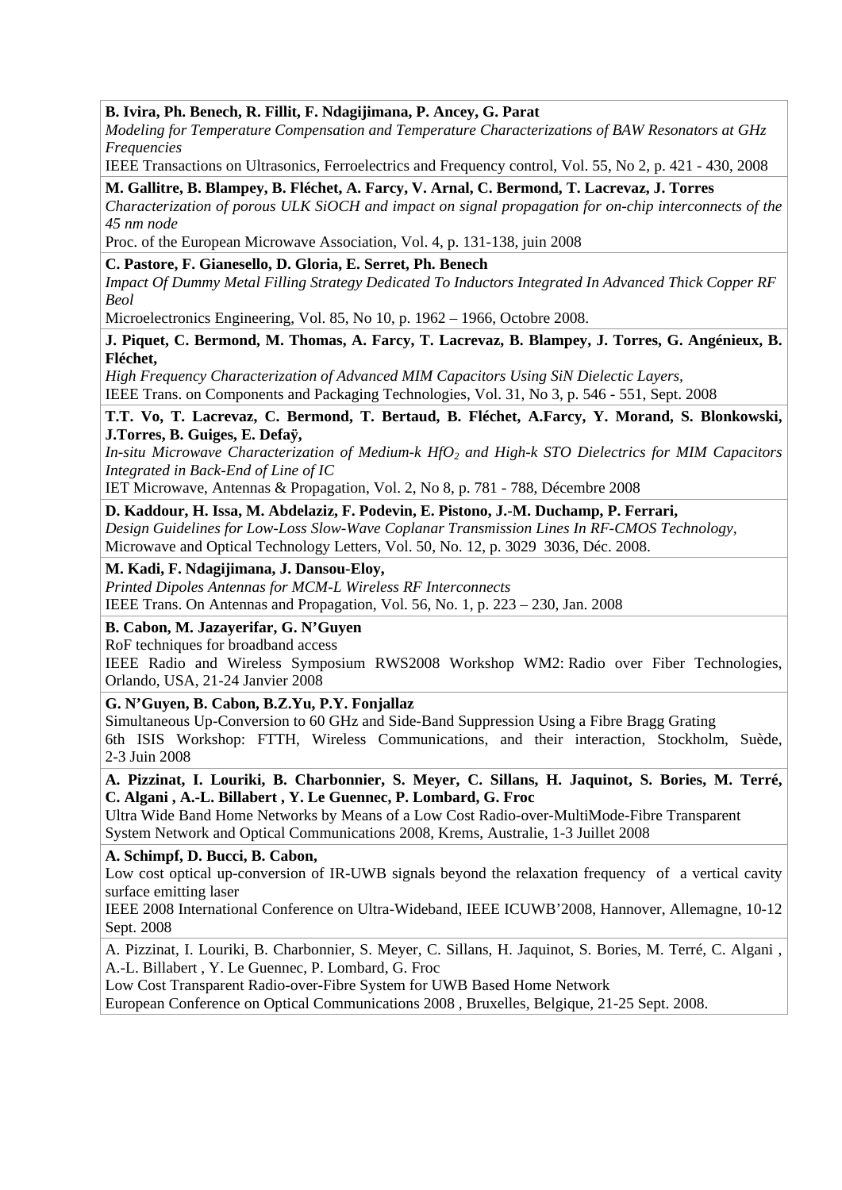**B. Ivira, Ph. Benech, R. Fillit, F. Ndagijimana, P. Ancey, G. Parat**
*Modeling for Temperature Compensation and Temperature Characterizations of BAW Resonators at GHz Frequencies*
IEEE Transactions on Ultrasonics, Ferroelectrics and Frequency control, Vol. 55, No 2, p. 421 - 430, 2008

**M. Gallitre, B. Blampey, B. Fléchet, A. Farcy, V. Arnal, C. Bermond, T. Lacrevaz, J. Torres**
*Characterization of porous ULK SiOCH and impact on signal propagation for on-chip interconnects of the 45 nm node*
Proc. of the European Microwave Association, Vol. 4, p. 131-138, juin 2008

**C. Pastore, F. Gianesello, D. Gloria, E. Serret, Ph. Benech**
*Impact Of Dummy Metal Filling Strategy Dedicated To Inductors Integrated In Advanced Thick Copper RF Beol*
Microelectronics Engineering, Vol. 85, No 10, p. 1962 – 1966, Octobre 2008.

**J. Piquet, C. Bermond, M. Thomas, A. Farcy, T. Lacrevaz, B. Blampey, J. Torres, G. Angénieux, B. Fléchet,**
*High Frequency Characterization of Advanced MIM Capacitors Using SiN Dielectic Layers,*
IEEE Trans. on Components and Packaging Technologies, Vol. 31, No 3, p. 546 - 551, Sept. 2008

**T.T. Vo, T. Lacrevaz, C. Bermond, T. Bertaud, B. Fléchet, A.Farcy, Y. Morand, S. Blonkowski, J.Torres, B. Guiges, E. Defaÿ,**
*In-situ Microwave Characterization of Medium-k $HfO_2$ and High-k STO Dielectrics for MIM Capacitors Integrated in Back-End of Line of IC*
IET Microwave, Antennas & Propagation, Vol. 2, No 8, p. 781 - 788, Décembre 2008

**D. Kaddour, H. Issa, M. Abdelaziz, F. Podevin, E. Pistono, J.-M. Duchamp, P. Ferrari,**
*Design Guidelines for Low-Loss Slow-Wave Coplanar Transmission Lines In RF-CMOS Technology,*
Microwave and Optical Technology Letters, Vol. 50, No. 12, p. 3029 3036, Déc. 2008.

**M. Kadi, F. Ndagijimana, J. Dansou-Eloy,**
*Printed Dipoles Antennas for MCM-L Wireless RF Interconnects*
IEEE Trans. On Antennas and Propagation, Vol. 56, No. 1, p. 223 – 230, Jan. 2008

**B. Cabon, M. Jazayerifar, G. N'Guyen**
RoF techniques for broadband access
IEEE Radio and Wireless Symposium RWS2008 Workshop WM2: Radio over Fiber Technologies, Orlando, USA, 21-24 Janvier 2008

**G. N'Guyen, B. Cabon, B.Z.Yu, P.Y. Fonjallaz**
Simultaneous Up-Conversion to 60 GHz and Side-Band Suppression Using a Fibre Bragg Grating
6th ISIS Workshop: FTTH, Wireless Communications, and their interaction, Stockholm, Suède, 2-3 Juin 2008

**A. Pizzinat, I. Louriki, B. Charbonnier, S. Meyer, C. Sillans, H. Jaquinot, S. Bories, M. Terré, C. Algani , A.-L. Billabert , Y. Le Guennec, P. Lombard, G. Froc**
Ultra Wide Band Home Networks by Means of a Low Cost Radio-over-MultiMode-Fibre Transparent System Network and Optical Communications 2008, Krems, Australie, 1-3 Juillet 2008

**A. Schimpf, D. Bucci, B. Cabon,**
Low cost optical up-conversion of IR-UWB signals beyond the relaxation frequency of a vertical cavity surface emitting laser
IEEE 2008 International Conference on Ultra-Wideband, IEEE ICUWB'2008, Hannover, Allemagne, 10-12 Sept. 2008

A. Pizzinat, I. Louriki, B. Charbonnier, S. Meyer, C. Sillans, H. Jaquinot, S. Bories, M. Terré, C. Algani , A.-L. Billabert , Y. Le Guennec, P. Lombard, G. Froc
Low Cost Transparent Radio-over-Fibre System for UWB Based Home Network
European Conference on Optical Communications 2008 , Bruxelles, Belgique, 21-25 Sept. 2008.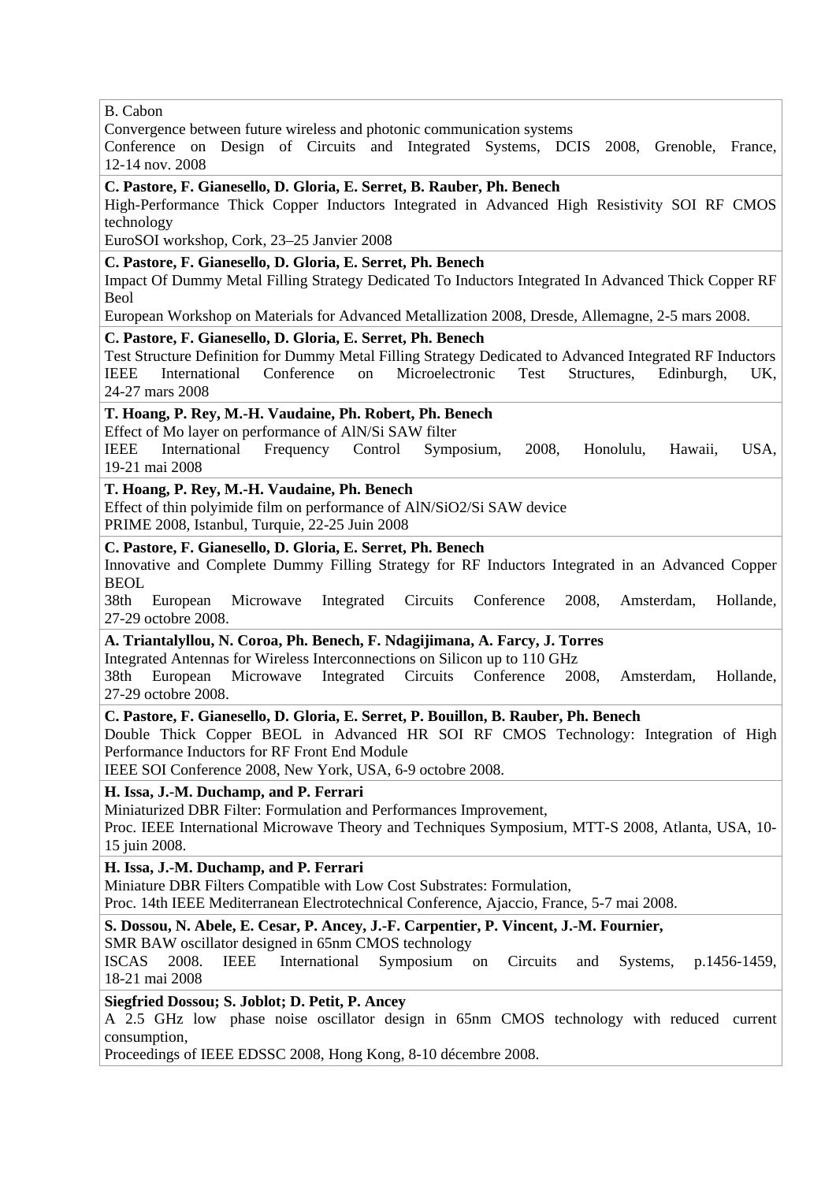B. Cabon
Convergence between future wireless and photonic communication systems
Conference on Design of Circuits and Integrated Systems, DCIS 2008, Grenoble, France, 12-14 nov. 2008

**C. Pastore, F. Gianesello, D. Gloria, E. Serret, B. Rauber, Ph. Benech**
High-Performance Thick Copper Inductors Integrated in Advanced High Resistivity SOI RF CMOS technology
EuroSOI workshop, Cork, 23–25 Janvier 2008

**C. Pastore, F. Gianesello, D. Gloria, E. Serret, Ph. Benech**
Impact Of Dummy Metal Filling Strategy Dedicated To Inductors Integrated In Advanced Thick Copper RF Beol
European Workshop on Materials for Advanced Metallization 2008, Dresde, Allemagne, 2-5 mars 2008.

**C. Pastore, F. Gianesello, D. Gloria, E. Serret, Ph. Benech**
Test Structure Definition for Dummy Metal Filling Strategy Dedicated to Advanced Integrated RF Inductors
IEEE International Conference on Microelectronic Test Structures, Edinburgh, UK, 24-27 mars 2008

**T. Hoang, P. Rey, M.-H. Vaudaine, Ph. Robert, Ph. Benech**
Effect of Mo layer on performance of AlN/Si SAW filter
IEEE International Frequency Control Symposium, 2008, Honolulu, Hawaii, USA, 19-21 mai 2008

**T. Hoang, P. Rey, M.-H. Vaudaine, Ph. Benech**
Effect of thin polyimide film on performance of AlN/SiO2/Si SAW device
PRIME 2008, Istanbul, Turquie, 22-25 Juin 2008

**C. Pastore, F. Gianesello, D. Gloria, E. Serret, Ph. Benech**
Innovative and Complete Dummy Filling Strategy for RF Inductors Integrated in an Advanced Copper BEOL
38th European Microwave Integrated Circuits Conference 2008, Amsterdam, Hollande, 27-29 octobre 2008.

**A. Triantalyllou, N. Coroa, Ph. Benech, F. Ndagijimana, A. Farcy, J. Torres**
Integrated Antennas for Wireless Interconnections on Silicon up to 110 GHz
38th European Microwave Integrated Circuits Conference 2008, Amsterdam, Hollande, 27-29 octobre 2008.

**C. Pastore, F. Gianesello, D. Gloria, E. Serret, P. Bouillon, B. Rauber, Ph. Benech**
Double Thick Copper BEOL in Advanced HR SOI RF CMOS Technology: Integration of High Performance Inductors for RF Front End Module
IEEE SOI Conference 2008, New York, USA, 6-9 octobre 2008.

**H. Issa, J.-M. Duchamp, and P. Ferrari**
Miniaturized DBR Filter: Formulation and Performances Improvement,
Proc. IEEE International Microwave Theory and Techniques Symposium, MTT-S 2008, Atlanta, USA, 10-15 juin 2008.

**H. Issa, J.-M. Duchamp, and P. Ferrari**
Miniature DBR Filters Compatible with Low Cost Substrates: Formulation,
Proc. 14th IEEE Mediterranean Electrotechnical Conference, Ajaccio, France, 5-7 mai 2008.

**S. Dossou, N. Abele, E. Cesar, P. Ancey, J.-F. Carpentier, P. Vincent, J.-M. Fournier,**
SMR BAW oscillator designed in 65nm CMOS technology
ISCAS 2008. IEEE International Symposium on Circuits and Systems, p.1456-1459, 18-21 mai 2008

**Siegfried Dossou; S. Joblot; D. Petit, P. Ancey**
A 2.5 GHz low phase noise oscillator design in 65nm CMOS technology with reduced current consumption,
Proceedings of IEEE EDSSC 2008, Hong Kong, 8-10 décembre 2008.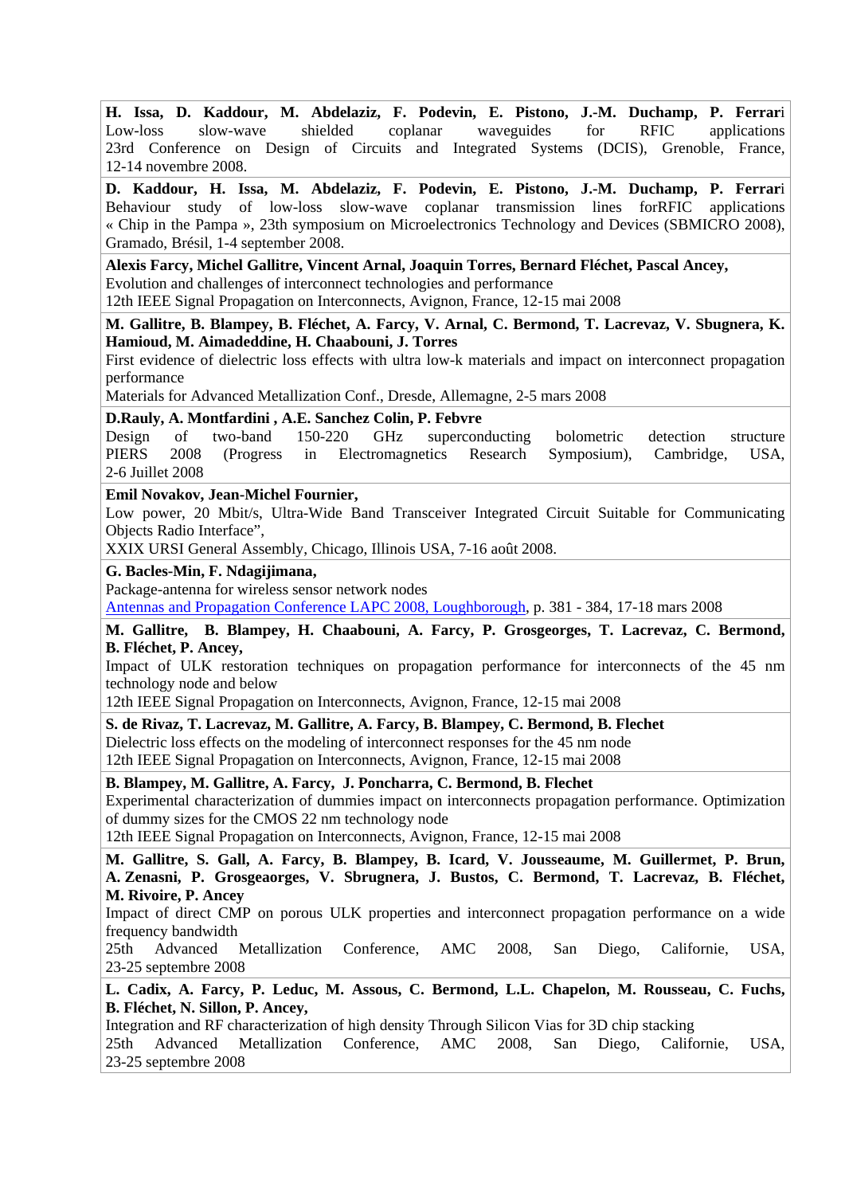**H. Issa, D. Kaddour, M. Abdelaziz, F. Podevin, E. Pistono, J.-M. Duchamp, P. Ferrari**
Low-loss slow-wave shielded coplanar waveguides for RFIC applications
23rd Conference on Design of Circuits and Integrated Systems (DCIS), Grenoble, France, 12-14 novembre 2008.

**D. Kaddour, H. Issa, M. Abdelaziz, F. Podevin, E. Pistono, J.-M. Duchamp, P. Ferrari**
Behaviour study of low-loss slow-wave coplanar transmission lines forRFIC applications
« Chip in the Pampa », 23th symposium on Microelectronics Technology and Devices (SBMICRO 2008), Gramado, Brésil, 1-4 september 2008.

**Alexis Farcy, Michel Gallitre, Vincent Arnal, Joaquin Torres, Bernard Fléchet, Pascal Ancey,**
Evolution and challenges of interconnect technologies and performance
12th IEEE Signal Propagation on Interconnects, Avignon, France, 12-15 mai 2008

**M. Gallitre, B. Blampey, B. Fléchet, A. Farcy, V. Arnal, C. Bermond, T. Lacrevaz, V. Sbugnera, K. Hamioud, M. Aimadeddine, H. Chaabouni, J. Torres**
First evidence of dielectric loss effects with ultra low-k materials and impact on interconnect propagation performance
Materials for Advanced Metallization Conf., Dresde, Allemagne, 2-5 mars 2008

**D.Rauly, A. Montfardini , A.E. Sanchez Colin, P. Febvre**
Design of two-band 150-220 GHz superconducting bolometric detection structure
PIERS 2008 (Progress in Electromagnetics Research Symposium), Cambridge, USA, 2-6 Juillet 2008

**Emil Novakov, Jean-Michel Fournier,**
Low power, 20 Mbit/s, Ultra-Wide Band Transceiver Integrated Circuit Suitable for Communicating Objects Radio Interface",
XXIX URSI General Assembly, Chicago, Illinois USA, 7-16 août 2008.

**G. Bacles-Min, F. Ndagijimana,**
Package-antenna for wireless sensor network nodes
Antennas and Propagation Conference LAPC 2008, Loughborough, p. 381 - 384, 17-18 mars 2008

**M. Gallitre, B. Blampey, H. Chaabouni, A. Farcy, P. Grosgeorges, T. Lacrevaz, C. Bermond, B. Fléchet, P. Ancey,**
Impact of ULK restoration techniques on propagation performance for interconnects of the 45 nm technology node and below
12th IEEE Signal Propagation on Interconnects, Avignon, France, 12-15 mai 2008

**S. de Rivaz, T. Lacrevaz, M. Gallitre, A. Farcy, B. Blampey, C. Bermond, B. Flechet**
Dielectric loss effects on the modeling of interconnect responses for the 45 nm node
12th IEEE Signal Propagation on Interconnects, Avignon, France, 12-15 mai 2008

**B. Blampey, M. Gallitre, A. Farcy, J. Poncharra, C. Bermond, B. Flechet**
Experimental characterization of dummies impact on interconnects propagation performance. Optimization of dummy sizes for the CMOS 22 nm technology node
12th IEEE Signal Propagation on Interconnects, Avignon, France, 12-15 mai 2008

**M. Gallitre, S. Gall, A. Farcy, B. Blampey, B. Icard, V. Jousseaume, M. Guillermet, P. Brun, A. Zenasni, P. Grosgeaorges, V. Sbrugnera, J. Bustos, C. Bermond, T. Lacrevaz, B. Fléchet, M. Rivoire, P. Ancey**
Impact of direct CMP on porous ULK properties and interconnect propagation performance on a wide frequency bandwidth
25th Advanced Metallization Conference, AMC 2008, San Diego, Californie, USA, 23-25 septembre 2008

**L. Cadix, A. Farcy, P. Leduc, M. Assous, C. Bermond, L.L. Chapelon, M. Rousseau, C. Fuchs, B. Fléchet, N. Sillon, P. Ancey,**
Integration and RF characterization of high density Through Silicon Vias for 3D chip stacking
25th Advanced Metallization Conference, AMC 2008, San Diego, Californie, USA, 23-25 septembre 2008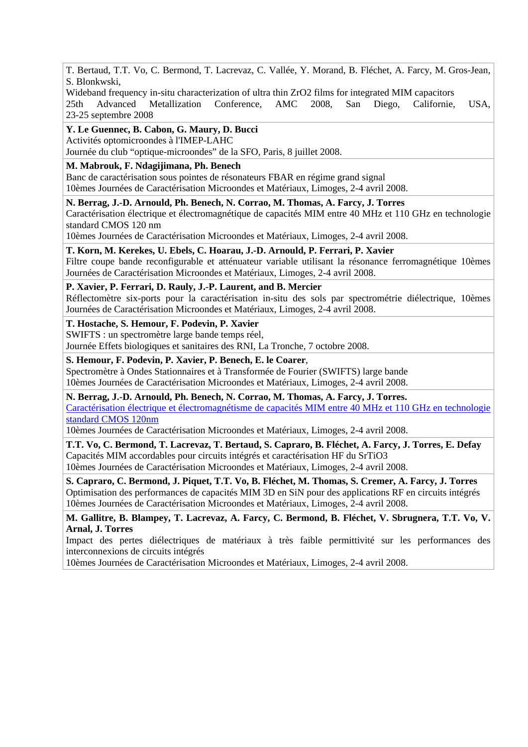T. Bertaud, T.T. Vo, C. Bermond, T. Lacrevaz, C. Vallée, Y. Morand, B. Fléchet, A. Farcy, M. Gros-Jean, S. Blonkwski,
Wideband frequency in-situ characterization of ultra thin $ZrO_2$ films for integrated MIM capacitors
25th Advanced Metallization Conference, AMC 2008, San Diego, Californie, USA, 23-25 septembre 2008

**Y. Le Guennec, B. Cabon, G. Maury, D. Bucci**
Activités optomicroondes à l'IMEP-LAHC
Journée du club "optique-microondes" de la SFO, Paris, 8 juillet 2008.

**M. Mabrouk, F. Ndagijimana, Ph. Benech**
Banc de caractérisation sous pointes de résonateurs FBAR en régime grand signal
10èmes Journées de Caractérisation Microondes et Matériaux, Limoges, 2-4 avril 2008.

**N. Berrag, J.-D. Arnould, Ph. Benech, N. Corrao, M. Thomas, A. Farcy, J. Torres**
Caractérisation électrique et électromagnétique de capacités MIM entre 40 MHz et 110 GHz en technologie standard CMOS 120 nm
10èmes Journées de Caractérisation Microondes et Matériaux, Limoges, 2-4 avril 2008.

**T. Korn, M. Kerekes, U. Ebels, C. Hoarau, J.-D. Arnould, P. Ferrari, P. Xavier**
Filtre coupe bande reconfigurable et atténuateur variable utilisant la résonance ferromagnétique 10èmes Journées de Caractérisation Microondes et Matériaux, Limoges, 2-4 avril 2008.

**P. Xavier, P. Ferrari, D. Rauly, J.-P. Laurent, and B. Mercier**
Réflectomètre six-ports pour la caractérisation in-situ des sols par spectrométrie diélectrique, 10èmes Journées de Caractérisation Microondes et Matériaux, Limoges, 2-4 avril 2008.

**T. Hostache, S. Hemour, F. Podevin, P. Xavier**
SWIFTS : un spectromètre large bande temps réel,
Journée Effets biologiques et sanitaires des RNI, La Tronche, 7 octobre 2008.

**S. Hemour, F. Podevin, P. Xavier, P. Benech, E. le Coarer**,
Spectromètre à Ondes Stationnaires et à Transformée de Fourier (SWIFTS) large bande
10èmes Journées de Caractérisation Microondes et Matériaux, Limoges, 2-4 avril 2008.

**N. Berrag, J.-D. Arnould, Ph. Benech, N. Corrao, M. Thomas, A. Farcy, J. Torres.**
Caractérisation électrique et électromagnétisme de capacités MIM entre 40 MHz et 110 GHz en technologie standard CMOS 120nm
10èmes Journées de Caractérisation Microondes et Matériaux, Limoges, 2-4 avril 2008.

**T.T. Vo, C. Bermond, T. Lacrevaz, T. Bertaud, S. Capraro, B. Fléchet, A. Farcy, J. Torres, E. Defay**
Capacités MIM accordables pour circuits intégrés et caractérisation HF du $SrTiO_3$
10èmes Journées de Caractérisation Microondes et Matériaux, Limoges, 2-4 avril 2008.

**S. Capraro, C. Bermond, J. Piquet, T.T. Vo, B. Fléchet, M. Thomas, S. Cremer, A. Farcy, J. Torres**
Optimisation des performances de capacités MIM 3D en SiN pour des applications RF en circuits intégrés
10èmes Journées de Caractérisation Microondes et Matériaux, Limoges, 2-4 avril 2008.

**M. Gallitre, B. Blampey, T. Lacrevaz, A. Farcy, C. Bermond, B. Fléchet, V. Sbrugnera, T.T. Vo, V. Arnal, J. Torres**
Impact des pertes diélectriques de matériaux à très faible permittivité sur les performances des interconnexions de circuits intégrés
10èmes Journées de Caractérisation Microondes et Matériaux, Limoges, 2-4 avril 2008.